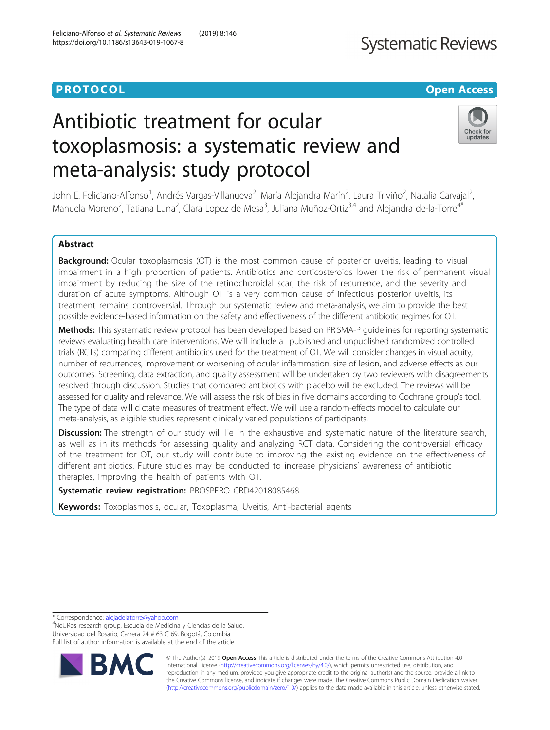**PROTOCOL** **Open Access**

# Antibiotic treatment for ocular toxoplasmosis: a systematic review and meta-analysis: study protocol

John E. Feliciano-Alfonso[1], Andrés Vargas-Villanueva[2], María Alejandra Marín[2], Laura Triviño[2], Natalia Carvajal[2], Manuela Moreno[2], Tatiana Luna[2], Clara Lopez de Mesa[3], Juliana Muñoz-Ortiz[3,4] and Alejandra de-la-Torre[4*]

## Abstract

**Background:** Ocular toxoplasmosis (OT) is the most common cause of posterior uveitis, leading to visual impairment in a high proportion of patients. Antibiotics and corticosteroids lower the risk of permanent visual impairment by reducing the size of the retinochoroidal scar, the risk of recurrence, and the severity and duration of acute symptoms. Although OT is a very common cause of infectious posterior uveitis, its treatment remains controversial. Through our systematic review and meta-analysis, we aim to provide the best possible evidence-based information on the safety and effectiveness of the different antibiotic regimes for OT.

**Methods:** This systematic review protocol has been developed based on PRISMA-P guidelines for reporting systematic reviews evaluating health care interventions. We will include all published and unpublished randomized controlled trials (RCTs) comparing different antibiotics used for the treatment of OT. We will consider changes in visual acuity, number of recurrences, improvement or worsening of ocular inflammation, size of lesion, and adverse effects as our outcomes. Screening, data extraction, and quality assessment will be undertaken by two reviewers with disagreements resolved through discussion. Studies that compared antibiotics with placebo will be excluded. The reviews will be assessed for quality and relevance. We will assess the risk of bias in five domains according to Cochrane group's tool. The type of data will dictate measures of treatment effect. We will use a random-effects model to calculate our meta-analysis, as eligible studies represent clinically varied populations of participants.

**Discussion:** The strength of our study will lie in the exhaustive and systematic nature of the literature search, as well as in its methods for assessing quality and analyzing RCT data. Considering the controversial efficacy of the treatment for OT, our study will contribute to improving the existing evidence on the effectiveness of different antibiotics. Future studies may be conducted to increase physicians' awareness of antibiotic therapies, improving the health of patients with OT.

**Systematic review registration:** PROSPERO CRD42018085468.

**Keywords:** Toxoplasmosis, ocular, Toxoplasma, Uveitis, Anti-bacterial agents

---

* Correspondence: alejadelatorre@yahoo.com
[4]NeURos research group, Escuela de Medicina y Ciencias de la Salud, Universidad del Rosario, Carrera 24 # 63 C 69, Bogotá, Colombia
Full list of author information is available at the end of the article

© The Author(s). 2019 **Open Access** This article is distributed under the terms of the Creative Commons Attribution 4.0 International License (http://creativecommons.org/licenses/by/4.0/), which permits unrestricted use, distribution, and reproduction in any medium, provided you give appropriate credit to the original author(s) and the source, provide a link to the Creative Commons license, and indicate if changes were made. The Creative Commons Public Domain Dedication waiver (http://creativecommons.org/publicdomain/zero/1.0/) applies to the data made available in this article, unless otherwise stated.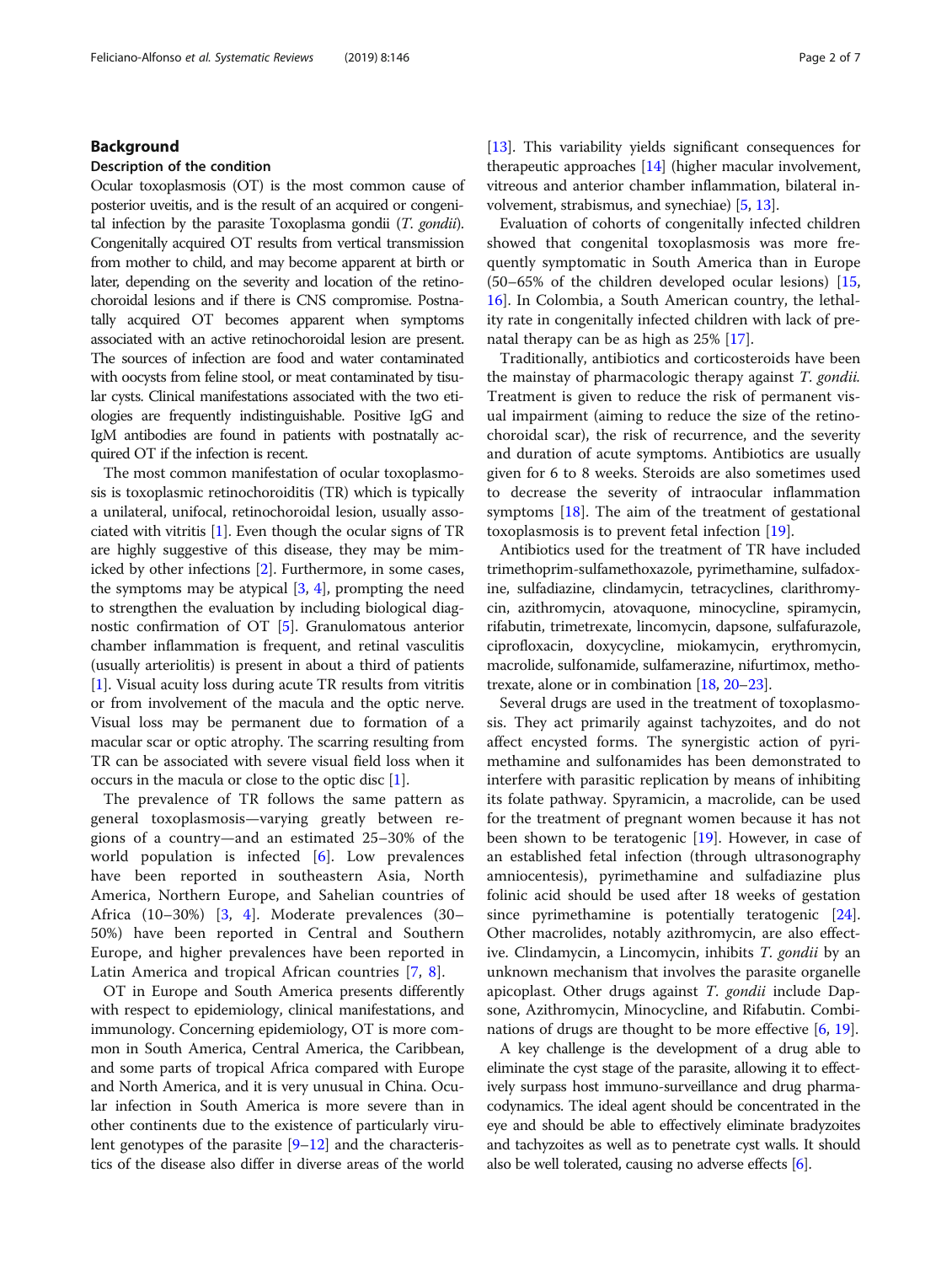## Background

### Description of the condition

Ocular toxoplasmosis (OT) is the most common cause of posterior uveitis, and is the result of an acquired or congenital infection by the parasite Toxoplasma gondii (*T. gondii*). Congenitally acquired OT results from vertical transmission from mother to child, and may become apparent at birth or later, depending on the severity and location of the retinochoroidal lesions and if there is CNS compromise. Postnatally acquired OT becomes apparent when symptoms associated with an active retinochoroidal lesion are present. The sources of infection are food and water contaminated with oocysts from feline stool, or meat contaminated by tisular cysts. Clinical manifestations associated with the two etiologies are frequently indistinguishable. Positive IgG and IgM antibodies are found in patients with postnatally acquired OT if the infection is recent.

The most common manifestation of ocular toxoplasmosis is toxoplasmic retinochoroiditis (TR) which is typically a unilateral, unifocal, retinochoroidal lesion, usually associated with vitritis [1]. Even though the ocular signs of TR are highly suggestive of this disease, they may be mimicked by other infections [2]. Furthermore, in some cases, the symptoms may be atypical [3, 4], prompting the need to strengthen the evaluation by including biological diagnostic confirmation of OT [5]. Granulomatous anterior chamber inflammation is frequent, and retinal vasculitis (usually arteriolitis) is present in about a third of patients [1]. Visual acuity loss during acute TR results from vitritis or from involvement of the macula and the optic nerve. Visual loss may be permanent due to formation of a macular scar or optic atrophy. The scarring resulting from TR can be associated with severe visual field loss when it occurs in the macula or close to the optic disc [1].

The prevalence of TR follows the same pattern as general toxoplasmosis—varying greatly between regions of a country—and an estimated 25–30% of the world population is infected [6]. Low prevalences have been reported in southeastern Asia, North America, Northern Europe, and Sahelian countries of Africa (10–30%) [3, 4]. Moderate prevalences (30–50%) have been reported in Central and Southern Europe, and higher prevalences have been reported in Latin America and tropical African countries [7, 8].

OT in Europe and South America presents differently with respect to epidemiology, clinical manifestations, and immunology. Concerning epidemiology, OT is more common in South America, Central America, the Caribbean, and some parts of tropical Africa compared with Europe and North America, and it is very unusual in China. Ocular infection in South America is more severe than in other continents due to the existence of particularly virulent genotypes of the parasite [9–12] and the characteristics of the disease also differ in diverse areas of the world [13]. This variability yields significant consequences for therapeutic approaches [14] (higher macular involvement, vitreous and anterior chamber inflammation, bilateral involvement, strabismus, and synechiae) [5, 13].

Evaluation of cohorts of congenitally infected children showed that congenital toxoplasmosis was more frequently symptomatic in South America than in Europe (50–65% of the children developed ocular lesions) [15, 16]. In Colombia, a South American country, the lethality rate in congenitally infected children with lack of prenatal therapy can be as high as 25% [17].

Traditionally, antibiotics and corticosteroids have been the mainstay of pharmacologic therapy against *T. gondii*. Treatment is given to reduce the risk of permanent visual impairment (aiming to reduce the size of the retinochoroidal scar), the risk of recurrence, and the severity and duration of acute symptoms. Antibiotics are usually given for 6 to 8 weeks. Steroids are also sometimes used to decrease the severity of intraocular inflammation symptoms [18]. The aim of the treatment of gestational toxoplasmosis is to prevent fetal infection [19].

Antibiotics used for the treatment of TR have included trimethoprim-sulfamethoxazole, pyrimethamine, sulfadoxine, sulfadiazine, clindamycin, tetracyclines, clarithromycin, azithromycin, atovaquone, minocycline, spiramycin, rifabutin, trimetrexate, lincomycin, dapsone, sulfafurazole, ciprofloxacin, doxycycline, miokamycin, erythromycin, macrolide, sulfonamide, sulfamerazine, nifurtimox, methotrexate, alone or in combination [18, 20–23].

Several drugs are used in the treatment of toxoplasmosis. They act primarily against tachyzoites, and do not affect encysted forms. The synergistic action of pyrimethamine and sulfonamides has been demonstrated to interfere with parasitic replication by means of inhibiting its folate pathway. Spyramicin, a macrolide, can be used for the treatment of pregnant women because it has not been shown to be teratogenic [19]. However, in case of an established fetal infection (through ultrasonography amniocentesis), pyrimethamine and sulfadiazine plus folinic acid should be used after 18 weeks of gestation since pyrimethamine is potentially teratogenic [24]. Other macrolides, notably azithromycin, are also effective. Clindamycin, a Lincomycin, inhibits *T. gondii* by an unknown mechanism that involves the parasite organelle apicoplast. Other drugs against *T. gondii* include Dapsone, Azithromycin, Minocycline, and Rifabutin. Combinations of drugs are thought to be more effective [6, 19].

A key challenge is the development of a drug able to eliminate the cyst stage of the parasite, allowing it to effectively surpass host immuno-surveillance and drug pharmacodynamics. The ideal agent should be concentrated in the eye and should be able to effectively eliminate bradyzoites and tachyzoites as well as to penetrate cyst walls. It should also be well tolerated, causing no adverse effects [6].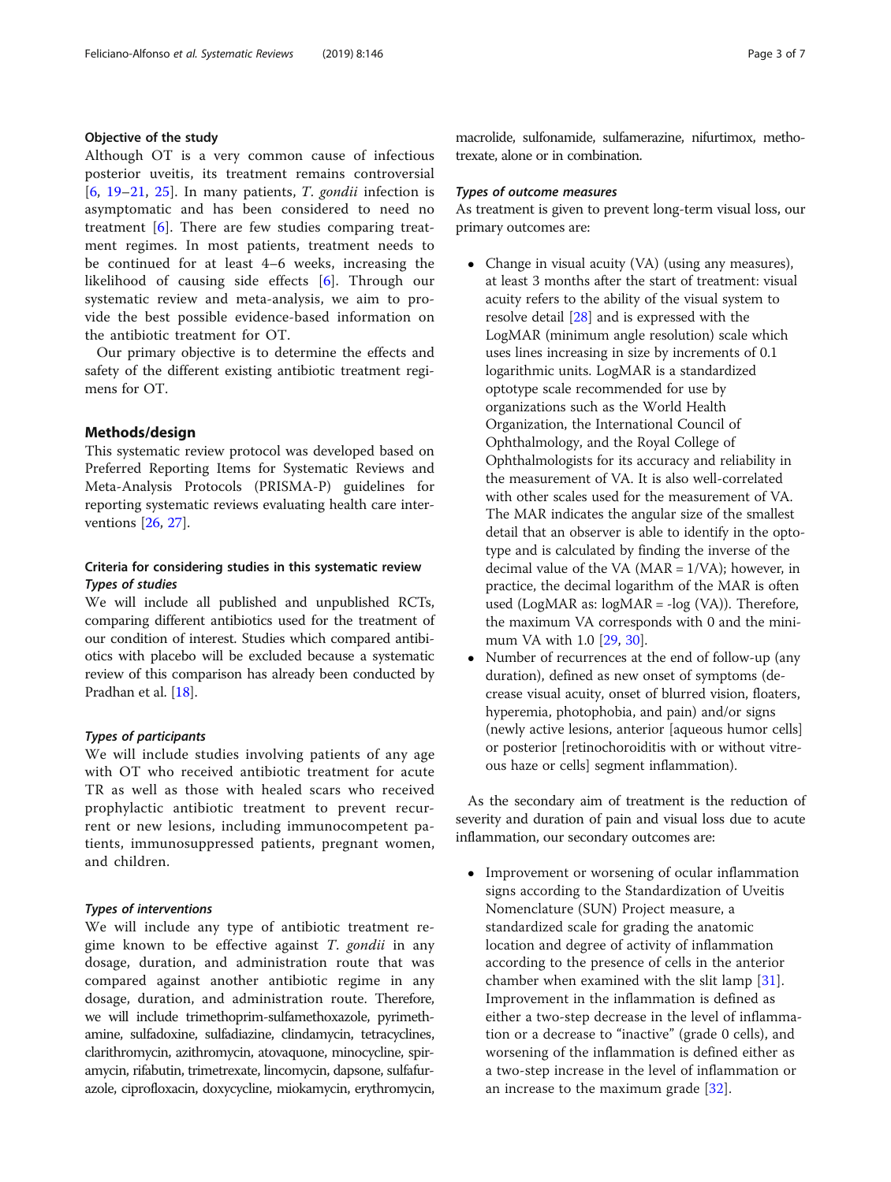### Objective of the study

Although OT is a very common cause of infectious posterior uveitis, its treatment remains controversial [6, 19–21, 25]. In many patients, *T. gondii* infection is asymptomatic and has been considered to need no treatment [6]. There are few studies comparing treatment regimes. In most patients, treatment needs to be continued for at least 4–6 weeks, increasing the likelihood of causing side effects [6]. Through our systematic review and meta-analysis, we aim to provide the best possible evidence-based information on the antibiotic treatment for OT.

Our primary objective is to determine the effects and safety of the different existing antibiotic treatment regimens for OT.

## Methods/design

This systematic review protocol was developed based on Preferred Reporting Items for Systematic Reviews and Meta-Analysis Protocols (PRISMA-P) guidelines for reporting systematic reviews evaluating health care interventions [26, 27].

### Criteria for considering studies in this systematic review

#### *Types of studies*

We will include all published and unpublished RCTs, comparing different antibiotics used for the treatment of our condition of interest. Studies which compared antibiotics with placebo will be excluded because a systematic review of this comparison has already been conducted by Pradhan et al. [18].

#### *Types of participants*

We will include studies involving patients of any age with OT who received antibiotic treatment for acute TR as well as those with healed scars who received prophylactic antibiotic treatment to prevent recurrent or new lesions, including immunocompetent patients, immunosuppressed patients, pregnant women, and children.

#### *Types of interventions*

We will include any type of antibiotic treatment regime known to be effective against *T. gondii* in any dosage, duration, and administration route that was compared against another antibiotic regime in any dosage, duration, and administration route. Therefore, we will include trimethoprim-sulfamethoxazole, pyrimethamine, sulfadoxine, sulfadiazine, clindamycin, tetracyclines, clarithromycin, azithromycin, atovaquone, minocycline, spiramycin, rifabutin, trimetrexate, lincomycin, dapsone, sulfafurazole, ciprofloxacin, doxycycline, miokamycin, erythromycin, macrolide, sulfonamide, sulfamerazine, nifurtimox, methotrexate, alone or in combination.

#### *Types of outcome measures*

As treatment is given to prevent long-term visual loss, our primary outcomes are:

- Change in visual acuity (VA) (using any measures), at least 3 months after the start of treatment: visual acuity refers to the ability of the visual system to resolve detail [28] and is expressed with the LogMAR (minimum angle resolution) scale which uses lines increasing in size by increments of 0.1 logarithmic units. LogMAR is a standardized optotype scale recommended for use by organizations such as the World Health Organization, the International Council of Ophthalmology, and the Royal College of Ophthalmologists for its accuracy and reliability in the measurement of VA. It is also well-correlated with other scales used for the measurement of VA. The MAR indicates the angular size of the smallest detail that an observer is able to identify in the optotype and is calculated by finding the inverse of the decimal value of the VA (MAR = 1/VA); however, in practice, the decimal logarithm of the MAR is often used (LogMAR as: logMAR = -log (VA)). Therefore, the maximum VA corresponds with 0 and the minimum VA with 1.0 [29, 30].
- Number of recurrences at the end of follow-up (any duration), defined as new onset of symptoms (decrease visual acuity, onset of blurred vision, floaters, hyperemia, photophobia, and pain) and/or signs (newly active lesions, anterior [aqueous humor cells] or posterior [retinochoroiditis with or without vitreous haze or cells] segment inflammation).

As the secondary aim of treatment is the reduction of severity and duration of pain and visual loss due to acute inflammation, our secondary outcomes are:

- Improvement or worsening of ocular inflammation signs according to the Standardization of Uveitis Nomenclature (SUN) Project measure, a standardized scale for grading the anatomic location and degree of activity of inflammation according to the presence of cells in the anterior chamber when examined with the slit lamp [31]. Improvement in the inflammation is defined as either a two-step decrease in the level of inflammation or a decrease to "inactive" (grade 0 cells), and worsening of the inflammation is defined either as a two-step increase in the level of inflammation or an increase to the maximum grade [32].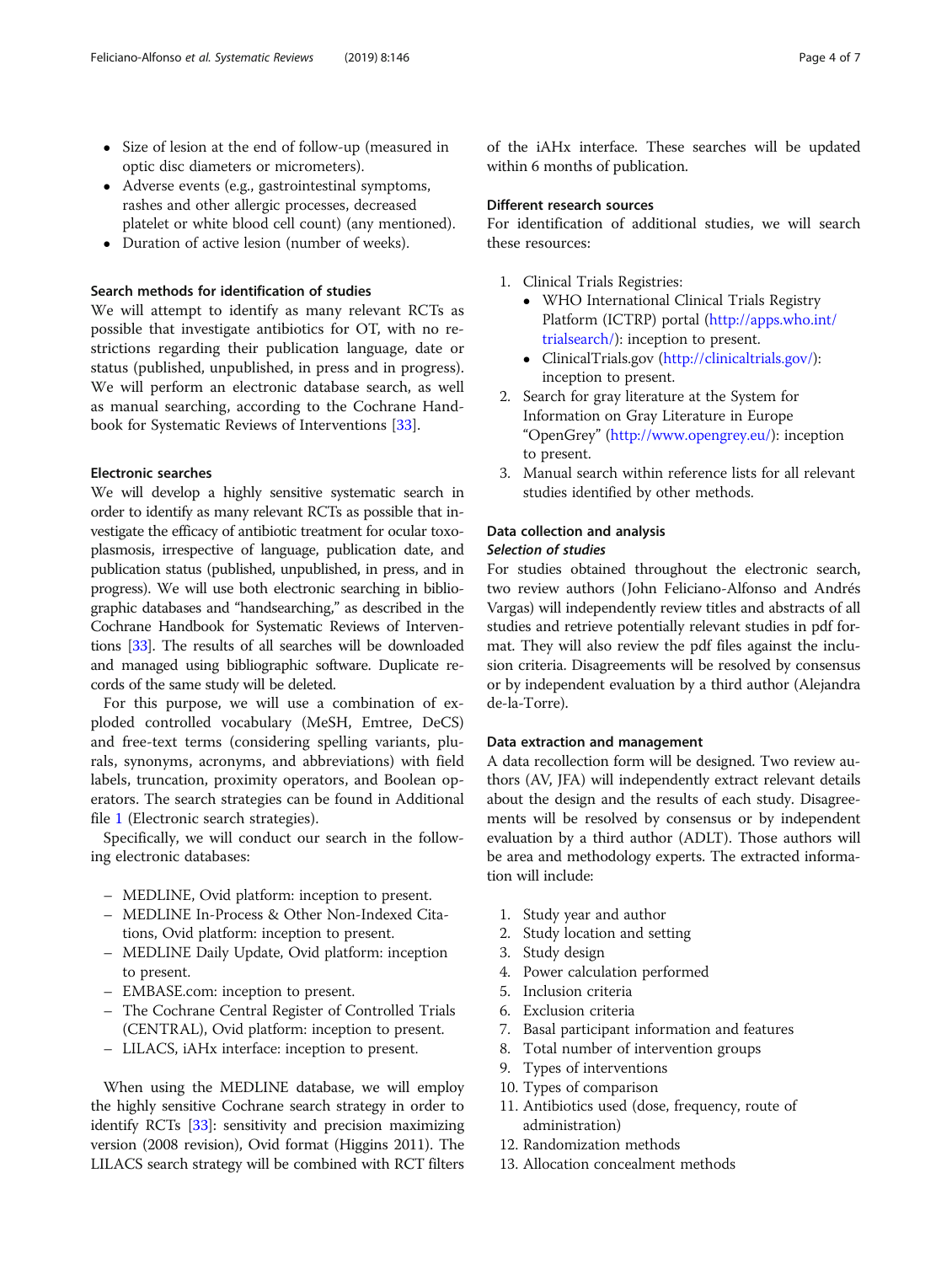- Size of lesion at the end of follow-up (measured in optic disc diameters or micrometers).
- Adverse events (e.g., gastrointestinal symptoms, rashes and other allergic processes, decreased platelet or white blood cell count) (any mentioned).
- Duration of active lesion (number of weeks).

### Search methods for identification of studies

We will attempt to identify as many relevant RCTs as possible that investigate antibiotics for OT, with no restrictions regarding their publication language, date or status (published, unpublished, in press and in progress). We will perform an electronic database search, as well as manual searching, according to the Cochrane Handbook for Systematic Reviews of Interventions [33].

### Electronic searches

We will develop a highly sensitive systematic search in order to identify as many relevant RCTs as possible that investigate the efficacy of antibiotic treatment for ocular toxoplasmosis, irrespective of language, publication date, and publication status (published, unpublished, in press, and in progress). We will use both electronic searching in bibliographic databases and "handsearching," as described in the Cochrane Handbook for Systematic Reviews of Interventions [33]. The results of all searches will be downloaded and managed using bibliographic software. Duplicate records of the same study will be deleted.

For this purpose, we will use a combination of exploded controlled vocabulary (MeSH, Emtree, DeCS) and free-text terms (considering spelling variants, plurals, synonyms, acronyms, and abbreviations) with field labels, truncation, proximity operators, and Boolean operators. The search strategies can be found in Additional file 1 (Electronic search strategies).

Specifically, we will conduct our search in the following electronic databases:

- MEDLINE, Ovid platform: inception to present.
- MEDLINE In-Process & Other Non-Indexed Citations, Ovid platform: inception to present.
- MEDLINE Daily Update, Ovid platform: inception to present.
- EMBASE.com: inception to present.
- The Cochrane Central Register of Controlled Trials (CENTRAL), Ovid platform: inception to present.
- LILACS, iAHx interface: inception to present.

When using the MEDLINE database, we will employ the highly sensitive Cochrane search strategy in order to identify RCTs [33]: sensitivity and precision maximizing version (2008 revision), Ovid format (Higgins 2011). The LILACS search strategy will be combined with RCT filters of the iAHx interface. These searches will be updated within 6 months of publication.

### Different research sources

For identification of additional studies, we will search these resources:

1. Clinical Trials Registries:
   - WHO International Clinical Trials Registry Platform (ICTRP) portal (http://apps.who.int/trialsearch/): inception to present.
   - ClinicalTrials.gov (http://clinicaltrials.gov/): inception to present.
2. Search for gray literature at the System for Information on Gray Literature in Europe "OpenGrey" (http://www.opengrey.eu/): inception to present.
3. Manual search within reference lists for all relevant studies identified by other methods.

### Data collection and analysis

#### *Selection of studies*

For studies obtained throughout the electronic search, two review authors (John Feliciano-Alfonso and Andrés Vargas) will independently review titles and abstracts of all studies and retrieve potentially relevant studies in pdf format. They will also review the pdf files against the inclusion criteria. Disagreements will be resolved by consensus or by independent evaluation by a third author (Alejandra de-la-Torre).

### Data extraction and management

A data recollection form will be designed. Two review authors (AV, JFA) will independently extract relevant details about the design and the results of each study. Disagreements will be resolved by consensus or by independent evaluation by a third author (ADLT). Those authors will be area and methodology experts. The extracted information will include:

1. Study year and author
2. Study location and setting
3. Study design
4. Power calculation performed
5. Inclusion criteria
6. Exclusion criteria
7. Basal participant information and features
8. Total number of intervention groups
9. Types of interventions
10. Types of comparison
11. Antibiotics used (dose, frequency, route of administration)
12. Randomization methods
13. Allocation concealment methods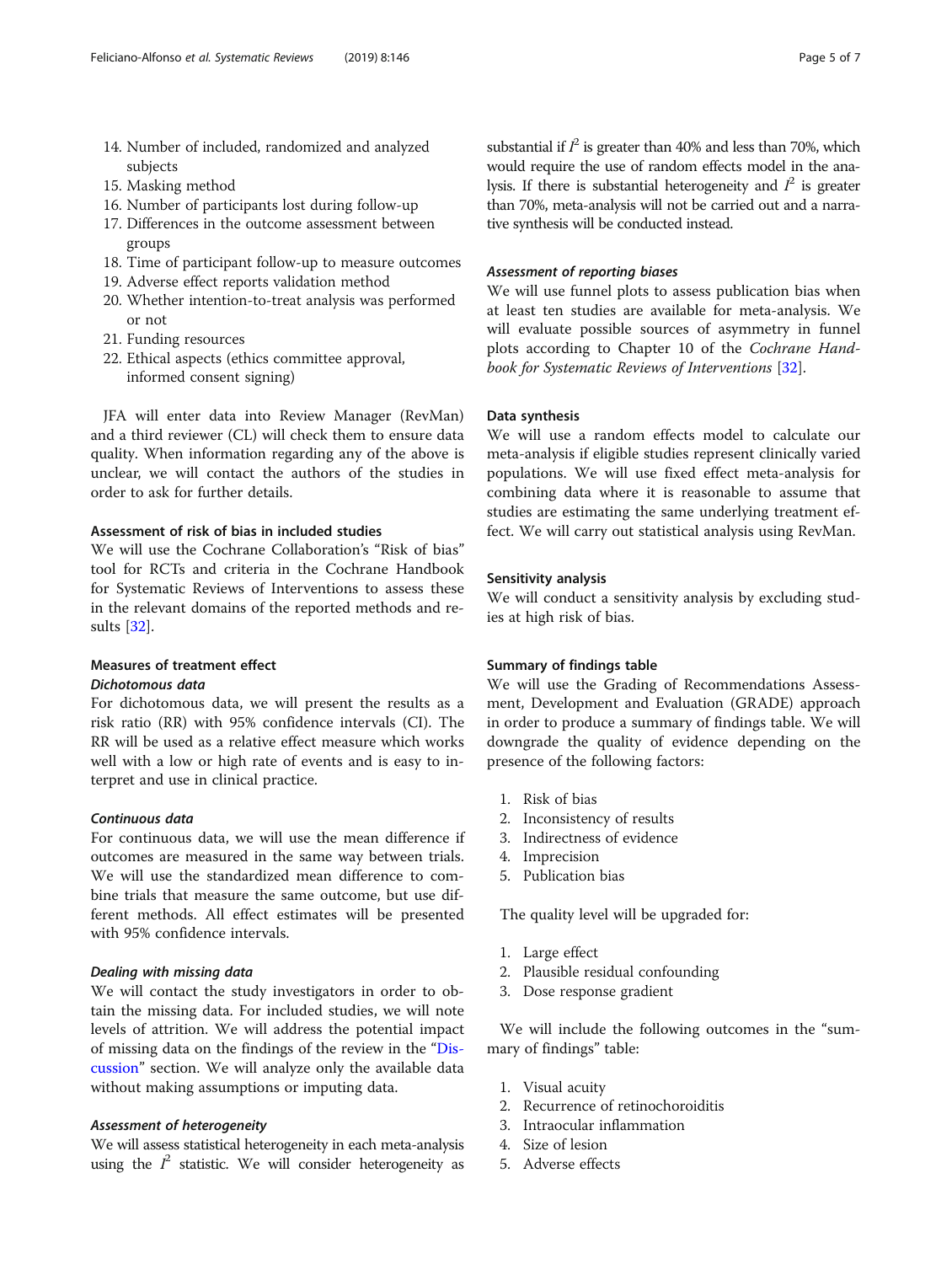14. Number of included, randomized and analyzed subjects
15. Masking method
16. Number of participants lost during follow-up
17. Differences in the outcome assessment between groups
18. Time of participant follow-up to measure outcomes
19. Adverse effect reports validation method
20. Whether intention-to-treat analysis was performed or not
21. Funding resources
22. Ethical aspects (ethics committee approval, informed consent signing)

JFA will enter data into Review Manager (RevMan) and a third reviewer (CL) will check them to ensure data quality. When information regarding any of the above is unclear, we will contact the authors of the studies in order to ask for further details.

#### Assessment of risk of bias in included studies

We will use the Cochrane Collaboration's "Risk of bias" tool for RCTs and criteria in the Cochrane Handbook for Systematic Reviews of Interventions to assess these in the relevant domains of the reported methods and results [32].

#### Measures of treatment effect

##### *Dichotomous data*

For dichotomous data, we will present the results as a risk ratio (RR) with 95% confidence intervals (CI). The RR will be used as a relative effect measure which works well with a low or high rate of events and is easy to interpret and use in clinical practice.

##### *Continuous data*

For continuous data, we will use the mean difference if outcomes are measured in the same way between trials. We will use the standardized mean difference to combine trials that measure the same outcome, but use different methods. All effect estimates will be presented with 95% confidence intervals.

##### *Dealing with missing data*

We will contact the study investigators in order to obtain the missing data. For included studies, we will note levels of attrition. We will address the potential impact of missing data on the findings of the review in the "Discussion" section. We will analyze only the available data without making assumptions or imputing data.

##### *Assessment of heterogeneity*

We will assess statistical heterogeneity in each meta-analysis using the $I^2$ statistic. We will consider heterogeneity as substantial if $I^2$ is greater than 40% and less than 70%, which would require the use of random effects model in the analysis. If there is substantial heterogeneity and $I^2$ is greater than 70%, meta-analysis will not be carried out and a narrative synthesis will be conducted instead.

##### *Assessment of reporting biases*

We will use funnel plots to assess publication bias when at least ten studies are available for meta-analysis. We will evaluate possible sources of asymmetry in funnel plots according to Chapter 10 of the *Cochrane Handbook for Systematic Reviews of Interventions* [32].

#### Data synthesis

We will use a random effects model to calculate our meta-analysis if eligible studies represent clinically varied populations. We will use fixed effect meta-analysis for combining data where it is reasonable to assume that studies are estimating the same underlying treatment effect. We will carry out statistical analysis using RevMan.

#### Sensitivity analysis

We will conduct a sensitivity analysis by excluding studies at high risk of bias.

#### Summary of findings table

We will use the Grading of Recommendations Assessment, Development and Evaluation (GRADE) approach in order to produce a summary of findings table. We will downgrade the quality of evidence depending on the presence of the following factors:

1. Risk of bias
2. Inconsistency of results
3. Indirectness of evidence
4. Imprecision
5. Publication bias

The quality level will be upgraded for:

1. Large effect
2. Plausible residual confounding
3. Dose response gradient

We will include the following outcomes in the "summary of findings" table:

1. Visual acuity
2. Recurrence of retinochoroiditis
3. Intraocular inflammation
4. Size of lesion
5. Adverse effects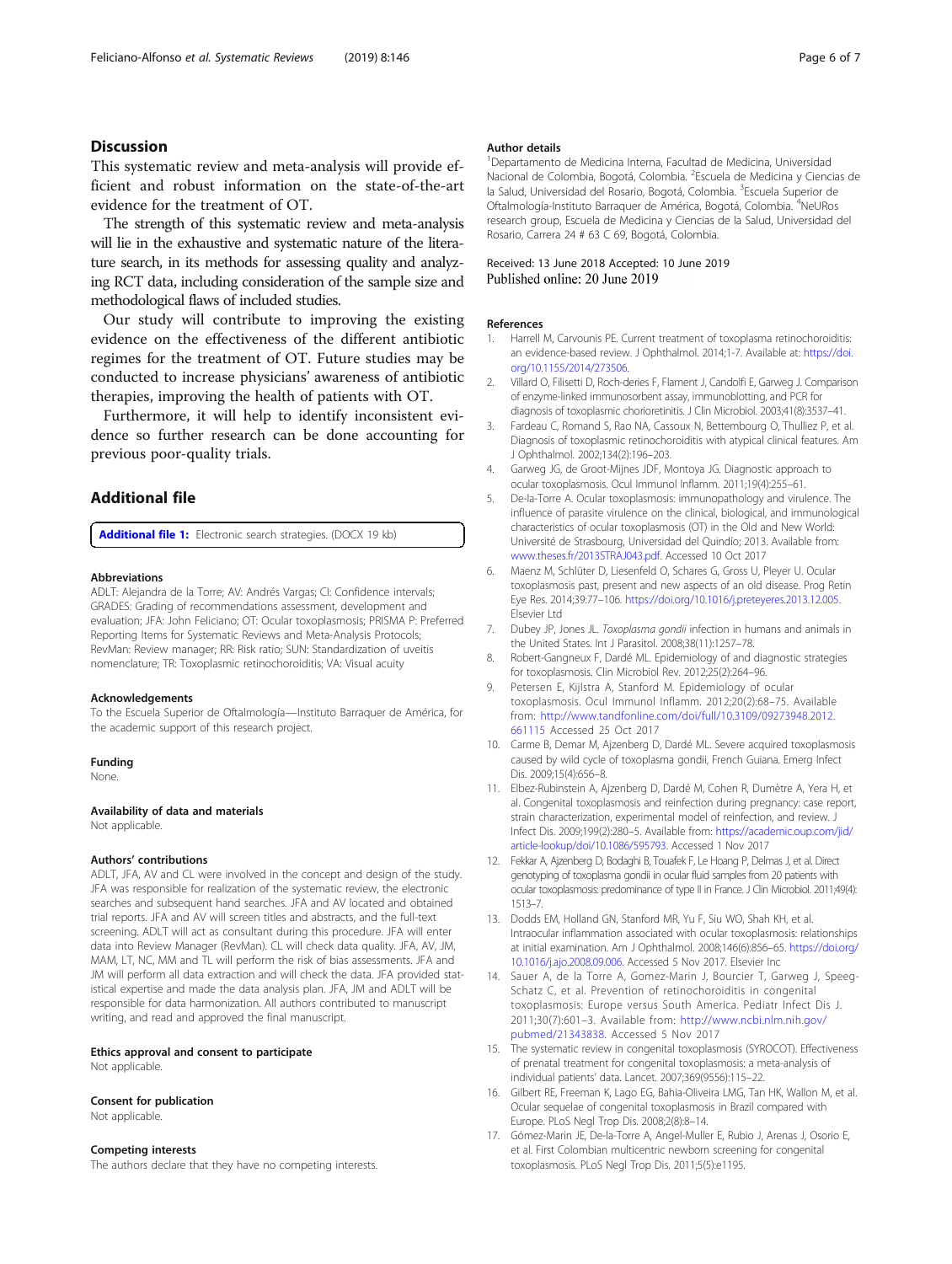## Discussion

This systematic review and meta-analysis will provide efficient and robust information on the state-of-the-art evidence for the treatment of OT.

The strength of this systematic review and meta-analysis will lie in the exhaustive and systematic nature of the literature search, in its methods for assessing quality and analyzing RCT data, including consideration of the sample size and methodological flaws of included studies.

Our study will contribute to improving the existing evidence on the effectiveness of the different antibiotic regimes for the treatment of OT. Future studies may be conducted to increase physicians' awareness of antibiotic therapies, improving the health of patients with OT.

Furthermore, it will help to identify inconsistent evidence so further research can be done accounting for previous poor-quality trials.

## Additional file

**Additional file 1:** Electronic search strategies. (DOCX 19 kb)

### Abbreviations

ADLT: Alejandra de la Torre; AV: Andrés Vargas; CI: Confidence intervals; GRADES: Grading of recommendations assessment, development and evaluation; JFA: John Feliciano; OT: Ocular toxoplasmosis; PRISMA P: Preferred Reporting Items for Systematic Reviews and Meta-Analysis Protocols; RevMan: Review manager; RR: Risk ratio; SUN: Standardization of uveitis nomenclature; TR: Toxoplasmic retinochoroiditis; VA: Visual acuity

### Acknowledgements

To the Escuela Superior de Oftalmología—Instituto Barraquer de América, for the academic support of this research project.

### Funding

None.

### Availability of data and materials

Not applicable.

### Authors' contributions

ADLT, JFA, AV and CL were involved in the concept and design of the study. JFA was responsible for realization of the systematic review, the electronic searches and subsequent hand searches. JFA and AV located and obtained trial reports. JFA and AV will screen titles and abstracts, and the full-text screening. ADLT will act as consultant during this procedure. JFA will enter data into Review Manager (RevMan). CL will check data quality. JFA, AV, JM, MAM, LT, NC, MM and TL will perform the risk of bias assessments. JFA and JM will perform all data extraction and will check the data. JFA provided statistical expertise and made the data analysis plan. JFA, JM and ADLT will be responsible for data harmonization. All authors contributed to manuscript writing, and read and approved the final manuscript.

### Ethics approval and consent to participate

Not applicable.

### Consent for publication

Not applicable.

### Competing interests

The authors declare that they have no competing interests.

### Author details

[1]Departamento de Medicina Interna, Facultad de Medicina, Universidad Nacional de Colombia, Bogotá, Colombia. [2]Escuela de Medicina y Ciencias de la Salud, Universidad del Rosario, Bogotá, Colombia. [3]Escuela Superior de Oftalmología-Instituto Barraquer de América, Bogotá, Colombia. [4]NeURos research group, Escuela de Medicina y Ciencias de la Salud, Universidad del Rosario, Carrera 24 # 63 C 69, Bogotá, Colombia.

Received: 13 June 2018 Accepted: 10 June 2019
Published online: 20 June 2019

### References

1. Harrell M, Carvounis PE. Current treatment of toxoplasma retinochoroiditis: an evidence-based review. J Ophthalmol. 2014;1-7. Available at: https://doi.org/10.1155/2014/273506.
2. Villard O, Filisetti D, Roch-deries F, Flament J, Candolfi E, Garweg J. Comparison of enzyme-linked immunosorbent assay, immunoblotting, and PCR for diagnosis of toxoplasmic chorioretinitis. J Clin Microbiol. 2003;41(8):3537–41.
3. Fardeau C, Romand S, Rao NA, Cassoux N, Bettembourg O, Thulliez P, et al. Diagnosis of toxoplasmic retinochoroiditis with atypical clinical features. Am J Ophthalmol. 2002;134(2):196–203.
4. Garweg JG, de Groot-Mijnes JDF, Montoya JG. Diagnostic approach to ocular toxoplasmosis. Ocul Immunol Inflamm. 2011;19(4):255–61.
5. De-la-Torre A. Ocular toxoplasmosis: immunopathology and virulence. The influence of parasite virulence on the clinical, biological, and immunological characteristics of ocular toxoplasmosis (OT) in the Old and New World: Université de Strasbourg, Universidad del Quindío; 2013. Available from: www.theses.fr/2013STRAJ043.pdf. Accessed 10 Oct 2017
6. Maenz M, Schlüter D, Liesenfeld O, Schares G, Gross U, Pleyer U. Ocular toxoplasmosis past, present and new aspects of an old disease. Prog Retin Eye Res. 2014;39:77–106. https://doi.org/10.1016/j.preteyeres.2013.12.005. Elsevier Ltd
7. Dubey JP, Jones JL. *Toxoplasma gondii* infection in humans and animals in the United States. Int J Parasitol. 2008;38(11):1257–78.
8. Robert-Gangneux F, Dardé ML. Epidemiology of and diagnostic strategies for toxoplasmosis. Clin Microbiol Rev. 2012;25(2):264–96.
9. Petersen E, Kijlstra A, Stanford M. Epidemiology of ocular toxoplasmosis. Ocul Immunol Inflamm. 2012;20(2):68–75. Available from: http://www.tandfonline.com/doi/full/10.3109/09273948.2012.661115 Accessed 25 Oct 2017
10. Carme B, Demar M, Ajzenberg D, Dardé ML. Severe acquired toxoplasmosis caused by wild cycle of toxoplasma gondii, French Guiana. Emerg Infect Dis. 2009;15(4):656–8.
11. Elbez-Rubinstein A, Ajzenberg D, Dardé M, Cohen R, Dumètre A, Yera H, et al. Congenital toxoplasmosis and reinfection during pregnancy: case report, strain characterization, experimental model of reinfection, and review. J Infect Dis. 2009;199(2):280–5. Available from: https://academic.oup.com/jid/article-lookup/doi/10.1086/595793. Accessed 1 Nov 2017
12. Fekkar A, Ajzenberg D, Bodaghi B, Touafek F, Le Hoang P, Delmas J, et al. Direct genotyping of toxoplasma gondii in ocular fluid samples from 20 patients with ocular toxoplasmosis: predominance of type II in France. J Clin Microbiol. 2011;49(4):1513–7.
13. Dodds EM, Holland GN, Stanford MR, Yu F, Siu WO, Shah KH, et al. Intraocular inflammation associated with ocular toxoplasmosis: relationships at initial examination. Am J Ophthalmol. 2008;146(6):856–65. https://doi.org/10.1016/j.ajo.2008.09.006. Accessed 5 Nov 2017. Elsevier Inc
14. Sauer A, de la Torre A, Gomez-Marin J, Bourcier T, Garweg J, Speeg-Schatz C, et al. Prevention of retinochoroiditis in congenital toxoplasmosis: Europe versus South America. Pediatr Infect Dis J. 2011;30(7):601–3. Available from: http://www.ncbi.nlm.nih.gov/pubmed/21343838. Accessed 5 Nov 2017
15. The systematic review in congenital toxoplasmosis (SYROCOT). Effectiveness of prenatal treatment for congenital toxoplasmosis: a meta-analysis of individual patients' data. Lancet. 2007;369(9556):115–22.
16. Gilbert RE, Freeman K, Lago EG, Bahia-Oliveira LMG, Tan HK, Wallon M, et al. Ocular sequelae of congenital toxoplasmosis in Brazil compared with Europe. PLoS Negl Trop Dis. 2008;2(8):8–14.
17. Gómez-Marin JE, De-la-Torre A, Angel-Muller E, Rubio J, Arenas J, Osorio E, et al. First Colombian multicentric newborn screening for congenital toxoplasmosis. PLoS Negl Trop Dis. 2011;5(5):e1195.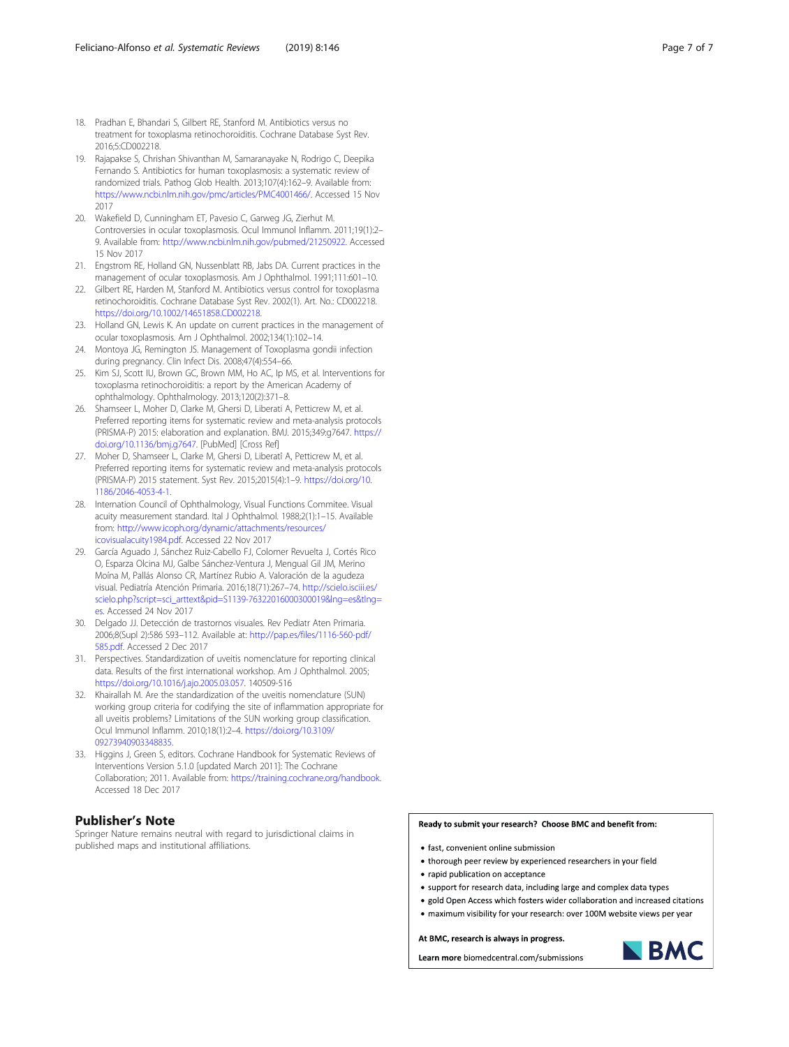18. Pradhan E, Bhandari S, Gilbert RE, Stanford M. Antibiotics versus no treatment for toxoplasma retinochoroiditis. Cochrane Database Syst Rev. 2016;5:CD002218.
19. Rajapakse S, Chrishan Shivanthan M, Samaranayake N, Rodrigo C, Deepika Fernando S. Antibiotics for human toxoplasmosis: a systematic review of randomized trials. Pathog Glob Health. 2013;107(4):162–9. Available from: https://www.ncbi.nlm.nih.gov/pmc/articles/PMC4001466/. Accessed 15 Nov 2017
20. Wakefield D, Cunningham ET, Pavesio C, Garweg JG, Zierhut M. Controversies in ocular toxoplasmosis. Ocul Immunol Inflamm. 2011;19(1):2–9. Available from: http://www.ncbi.nlm.nih.gov/pubmed/21250922. Accessed 15 Nov 2017
21. Engstrom RE, Holland GN, Nussenblatt RB, Jabs DA. Current practices in the management of ocular toxoplasmosis. Am J Ophthalmol. 1991;111:601–10.
22. Gilbert RE, Harden M, Stanford M. Antibiotics versus control for toxoplasma retinochoroiditis. Cochrane Database Syst Rev. 2002(1). Art. No.: CD002218. https://doi.org/10.1002/14651858.CD002218.
23. Holland GN, Lewis K. An update on current practices in the management of ocular toxoplasmosis. Am J Ophthalmol. 2002;134(1):102–14.
24. Montoya JG, Remington JS. Management of Toxoplasma gondii infection during pregnancy. Clin Infect Dis. 2008;47(4):554–66.
25. Kim SJ, Scott IU, Brown GC, Brown MM, Ho AC, Ip MS, et al. Interventions for toxoplasma retinochoroiditis: a report by the American Academy of ophthalmology. Ophthalmology. 2013;120(2):371–8.
26. Shamseer L, Moher D, Clarke M, Ghersi D, Liberati A, Petticrew M, et al. Preferred reporting items for systematic review and meta-analysis protocols (PRISMA-P) 2015: elaboration and explanation. BMJ. 2015;349:g7647. https://doi.org/10.1136/bmj.g7647. [PubMed] [Cross Ref]
27. Moher D, Shamseer L, Clarke M, Ghersi D, Liberatì A, Petticrew M, et al. Preferred reporting items for systematic review and meta-analysis protocols (PRISMA-P) 2015 statement. Syst Rev. 2015;2015(4):1–9. https://doi.org/10.1186/2046-4053-4-1.
28. Internation Council of Ophthalmology, Visual Functions Commitee. Visual acuity measurement standard. Ital J Ophthalmol. 1988;2(1):1–15. Available from: http://www.icoph.org/dynamic/attachments/resources/icovisualacuity1984.pdf. Accessed 22 Nov 2017
29. García Aguado J, Sánchez Ruiz-Cabello FJ, Colomer Revuelta J, Cortés Rico O, Esparza Olcina MJ, Galbe Sánchez-Ventura J, Mengual Gil JM, Merino Moína M, Pallás Alonso CR, Martínez Rubio A. Valoración de la agudeza visual. Pediatría Atención Primaria. 2016;18(71):267–74. http://scielo.isciii.es/scielo.php?script=sci_arttext&pid=S1139-76322016000300019&lng=es&tlng=es. Accessed 24 Nov 2017
30. Delgado JJ. Detección de trastornos visuales. Rev Pediatr Aten Primaria. 2006;8(Supl 2):586 S93–112. Available at: http://pap.es/files/1116-560-pdf/585.pdf. Accessed 2 Dec 2017
31. Perspectives. Standardization of uveitis nomenclature for reporting clinical data. Results of the first international workshop. Am J Ophthalmol. 2005; https://doi.org/10.1016/j.ajo.2005.03.057. 140509-516
32. Khairallah M. Are the standardization of the uveitis nomenclature (SUN) working group criteria for codifying the site of inflammation appropriate for all uveitis problems? Limitations of the SUN working group classification. Ocul Immunol Inflamm. 2010;18(1):2–4. https://doi.org/10.3109/09273940903348835.
33. Higgins J, Green S, editors. Cochrane Handbook for Systematic Reviews of Interventions Version 5.1.0 [updated March 2011]: The Cochrane Collaboration; 2011. Available from: https://training.cochrane.org/handbook. Accessed 18 Dec 2017

## Publisher's Note

Springer Nature remains neutral with regard to jurisdictional claims in published maps and institutional affiliations.

**Ready to submit your research? Choose BMC and benefit from:**

- fast, convenient online submission
- thorough peer review by experienced researchers in your field
- rapid publication on acceptance
- support for research data, including large and complex data types
- gold Open Access which fosters wider collaboration and increased citations
- maximum visibility for your research: over 100M website views per year

**At BMC, research is always in progress.**

**Learn more** biomedcentral.com/submissions

BMC